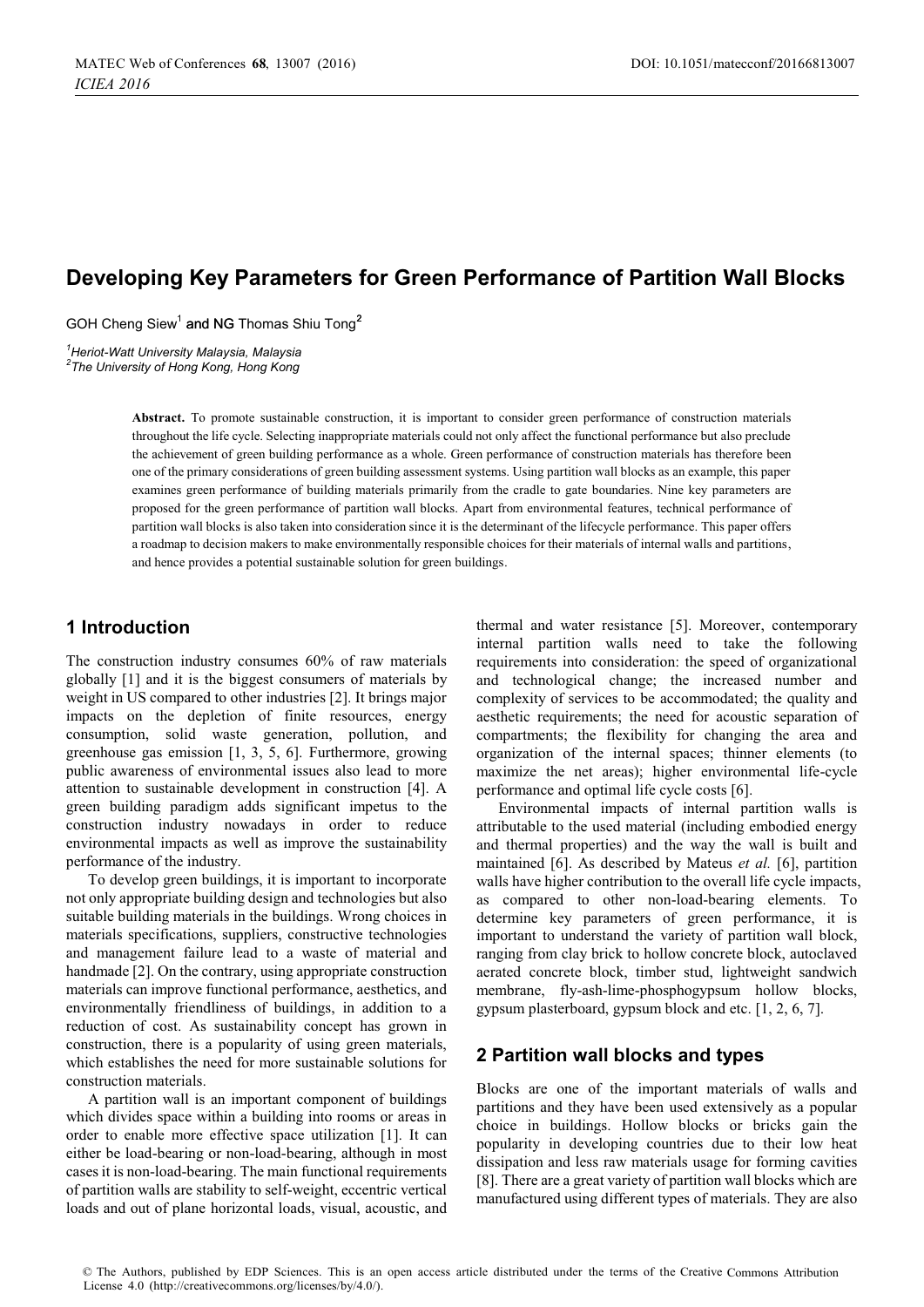# Developing Key Parameters for Green Performance of Partition Wall Blocks

GOH Cheng Siew[1] and NG Thomas Shiu Tong[2]

[1]*Heriot-Watt University Malaysia, Malaysia*
[2]*The University of Hong Kong, Hong Kong*

**Abstract.** To promote sustainable construction, it is important to consider green performance of construction materials throughout the life cycle. Selecting inappropriate materials could not only affect the functional performance but also preclude the achievement of green building performance as a whole. Green performance of construction materials has therefore been one of the primary considerations of green building assessment systems. Using partition wall blocks as an example, this paper examines green performance of building materials primarily from the cradle to gate boundaries. Nine key parameters are proposed for the green performance of partition wall blocks. Apart from environmental features, technical performance of partition wall blocks is also taken into consideration since it is the determinant of the lifecycle performance. This paper offers a roadmap to decision makers to make environmentally responsible choices for their materials of internal walls and partitions, and hence provides a potential sustainable solution for green buildings.

## 1 Introduction

The construction industry consumes 60% of raw materials globally [1] and it is the biggest consumers of materials by weight in US compared to other industries [2]. It brings major impacts on the depletion of finite resources, energy consumption, solid waste generation, pollution, and greenhouse gas emission [1, 3, 5, 6]. Furthermore, growing public awareness of environmental issues also lead to more attention to sustainable development in construction [4]. A green building paradigm adds significant impetus to the construction industry nowadays in order to reduce environmental impacts as well as improve the sustainability performance of the industry.

To develop green buildings, it is important to incorporate not only appropriate building design and technologies but also suitable building materials in the buildings. Wrong choices in materials specifications, suppliers, constructive technologies and management failure lead to a waste of material and handmade [2]. On the contrary, using appropriate construction materials can improve functional performance, aesthetics, and environmentally friendliness of buildings, in addition to a reduction of cost. As sustainability concept has grown in construction, there is a popularity of using green materials, which establishes the need for more sustainable solutions for construction materials.

A partition wall is an important component of buildings which divides space within a building into rooms or areas in order to enable more effective space utilization [1]. It can either be load-bearing or non-load-bearing, although in most cases it is non-load-bearing. The main functional requirements of partition walls are stability to self-weight, eccentric vertical loads and out of plane horizontal loads, visual, acoustic, and thermal and water resistance [5]. Moreover, contemporary internal partition walls need to take the following requirements into consideration: the speed of organizational and technological change; the increased number and complexity of services to be accommodated; the quality and aesthetic requirements; the need for acoustic separation of compartments; the flexibility for changing the area and organization of the internal spaces; thinner elements (to maximize the net areas); higher environmental life-cycle performance and optimal life cycle costs [6].

Environmental impacts of internal partition walls is attributable to the used material (including embodied energy and thermal properties) and the way the wall is built and maintained [6]. As described by Mateus *et al.* [6], partition walls have higher contribution to the overall life cycle impacts, as compared to other non-load-bearing elements. To determine key parameters of green performance, it is important to understand the variety of partition wall block, ranging from clay brick to hollow concrete block, autoclaved aerated concrete block, timber stud, lightweight sandwich membrane, fly-ash-lime-phosphogypsum hollow blocks, gypsum plasterboard, gypsum block and etc. [1, 2, 6, 7].

## 2 Partition wall blocks and types

Blocks are one of the important materials of walls and partitions and they have been used extensively as a popular choice in buildings. Hollow blocks or bricks gain the popularity in developing countries due to their low heat dissipation and less raw materials usage for forming cavities [8]. There are a great variety of partition wall blocks which are manufactured using different types of materials. They are also

© The Authors, published by EDP Sciences. This is an open access article distributed under the terms of the Creative Commons Attribution License 4.0 (http://creativecommons.org/licenses/by/4.0/).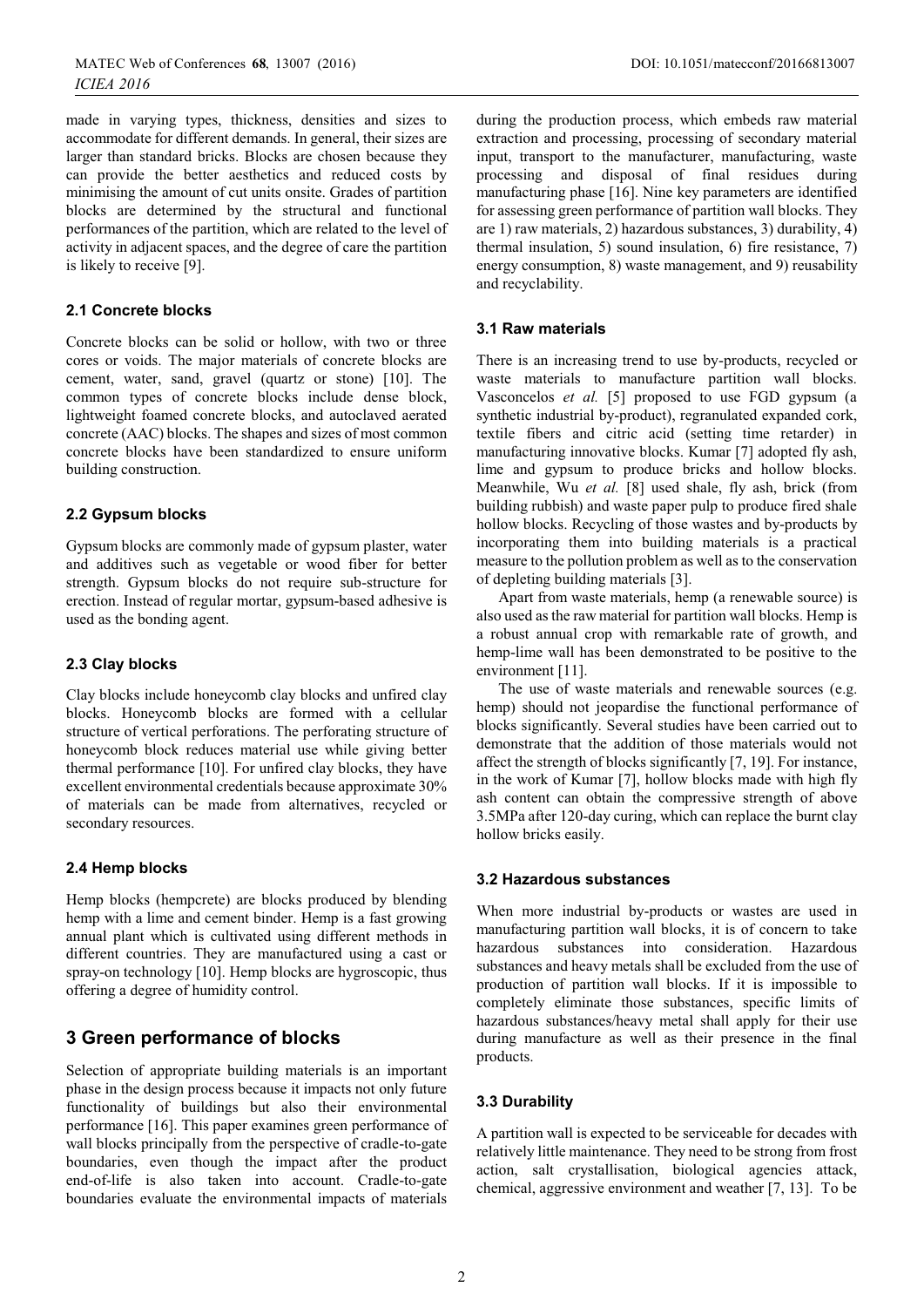made in varying types, thickness, densities and sizes to accommodate for different demands. In general, their sizes are larger than standard bricks. Blocks are chosen because they can provide the better aesthetics and reduced costs by minimising the amount of cut units onsite. Grades of partition blocks are determined by the structural and functional performances of the partition, which are related to the level of activity in adjacent spaces, and the degree of care the partition is likely to receive [9].

### 2.1 Concrete blocks

Concrete blocks can be solid or hollow, with two or three cores or voids. The major materials of concrete blocks are cement, water, sand, gravel (quartz or stone) [10]. The common types of concrete blocks include dense block, lightweight foamed concrete blocks, and autoclaved aerated concrete (AAC) blocks. The shapes and sizes of most common concrete blocks have been standardized to ensure uniform building construction.

### 2.2 Gypsum blocks

Gypsum blocks are commonly made of gypsum plaster, water and additives such as vegetable or wood fiber for better strength. Gypsum blocks do not require sub-structure for erection. Instead of regular mortar, gypsum-based adhesive is used as the bonding agent.

### 2.3 Clay blocks

Clay blocks include honeycomb clay blocks and unfired clay blocks. Honeycomb blocks are formed with a cellular structure of vertical perforations. The perforating structure of honeycomb block reduces material use while giving better thermal performance [10]. For unfired clay blocks, they have excellent environmental credentials because approximate 30% of materials can be made from alternatives, recycled or secondary resources.

### 2.4 Hemp blocks

Hemp blocks (hempcrete) are blocks produced by blending hemp with a lime and cement binder. Hemp is a fast growing annual plant which is cultivated using different methods in different countries. They are manufactured using a cast or spray-on technology [10]. Hemp blocks are hygroscopic, thus offering a degree of humidity control.

## 3 Green performance of blocks

Selection of appropriate building materials is an important phase in the design process because it impacts not only future functionality of buildings but also their environmental performance [16]. This paper examines green performance of wall blocks principally from the perspective of cradle-to-gate boundaries, even though the impact after the product end-of-life is also taken into account. Cradle-to-gate boundaries evaluate the environmental impacts of materials during the production process, which embeds raw material extraction and processing, processing of secondary material input, transport to the manufacturer, manufacturing, waste processing and disposal of final residues during manufacturing phase [16]. Nine key parameters are identified for assessing green performance of partition wall blocks. They are 1) raw materials, 2) hazardous substances, 3) durability, 4) thermal insulation, 5) sound insulation, 6) fire resistance, 7) energy consumption, 8) waste management, and 9) reusability and recyclability.

### 3.1 Raw materials

There is an increasing trend to use by-products, recycled or waste materials to manufacture partition wall blocks. Vasconcelos *et al.* [5] proposed to use FGD gypsum (a synthetic industrial by-product), regranulated expanded cork, textile fibers and citric acid (setting time retarder) in manufacturing innovative blocks. Kumar [7] adopted fly ash, lime and gypsum to produce bricks and hollow blocks. Meanwhile, Wu *et al.* [8] used shale, fly ash, brick (from building rubbish) and waste paper pulp to produce fired shale hollow blocks. Recycling of those wastes and by-products by incorporating them into building materials is a practical measure to the pollution problem as well as to the conservation of depleting building materials [3].

Apart from waste materials, hemp (a renewable source) is also used as the raw material for partition wall blocks. Hemp is a robust annual crop with remarkable rate of growth, and hemp-lime wall has been demonstrated to be positive to the environment [11].

The use of waste materials and renewable sources (e.g. hemp) should not jeopardise the functional performance of blocks significantly. Several studies have been carried out to demonstrate that the addition of those materials would not affect the strength of blocks significantly [7, 19]. For instance, in the work of Kumar [7], hollow blocks made with high fly ash content can obtain the compressive strength of above 3.5MPa after 120-day curing, which can replace the burnt clay hollow bricks easily.

### 3.2 Hazardous substances

When more industrial by-products or wastes are used in manufacturing partition wall blocks, it is of concern to take hazardous substances into consideration. Hazardous substances and heavy metals shall be excluded from the use of production of partition wall blocks. If it is impossible to completely eliminate those substances, specific limits of hazardous substances/heavy metal shall apply for their use during manufacture as well as their presence in the final products.

### 3.3 Durability

A partition wall is expected to be serviceable for decades with relatively little maintenance. They need to be strong from frost action, salt crystallisation, biological agencies attack, chemical, aggressive environment and weather [7, 13]. To be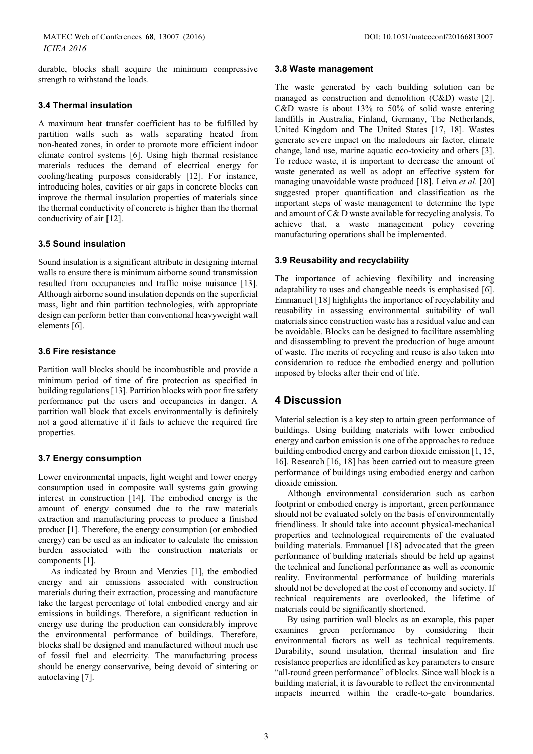durable, blocks shall acquire the minimum compressive strength to withstand the loads.

### 3.4 Thermal insulation

A maximum heat transfer coefficient has to be fulfilled by partition walls such as walls separating heated from non-heated zones, in order to promote more efficient indoor climate control systems [6]. Using high thermal resistance materials reduces the demand of electrical energy for cooling/heating purposes considerably [12]. For instance, introducing holes, cavities or air gaps in concrete blocks can improve the thermal insulation properties of materials since the thermal conductivity of concrete is higher than the thermal conductivity of air [12].

### 3.5 Sound insulation

Sound insulation is a significant attribute in designing internal walls to ensure there is minimum airborne sound transmission resulted from occupancies and traffic noise nuisance [13]. Although airborne sound insulation depends on the superficial mass, light and thin partition technologies, with appropriate design can perform better than conventional heavyweight wall elements [6].

### 3.6 Fire resistance

Partition wall blocks should be incombustible and provide a minimum period of time of fire protection as specified in building regulations [13]. Partition blocks with poor fire safety performance put the users and occupancies in danger. A partition wall block that excels environmentally is definitely not a good alternative if it fails to achieve the required fire properties.

### 3.7 Energy consumption

Lower environmental impacts, light weight and lower energy consumption used in composite wall systems gain growing interest in construction [14]. The embodied energy is the amount of energy consumed due to the raw materials extraction and manufacturing process to produce a finished product [1]. Therefore, the energy consumption (or embodied energy) can be used as an indicator to calculate the emission burden associated with the construction materials or components [1].

As indicated by Broun and Menzies [1], the embodied energy and air emissions associated with construction materials during their extraction, processing and manufacture take the largest percentage of total embodied energy and air emissions in buildings. Therefore, a significant reduction in energy use during the production can considerably improve the environmental performance of buildings. Therefore, blocks shall be designed and manufactured without much use of fossil fuel and electricity. The manufacturing process should be energy conservative, being devoid of sintering or autoclaving [7].

### 3.8 Waste management

The waste generated by each building solution can be managed as construction and demolition (C&D) waste [2]. C&D waste is about 13% to 50% of solid waste entering landfills in Australia, Finland, Germany, The Netherlands, United Kingdom and The United States [17, 18]. Wastes generate severe impact on the malodours air factor, climate change, land use, marine aquatic eco-toxicity and others [3]. To reduce waste, it is important to decrease the amount of waste generated as well as adopt an effective system for managing unavoidable waste produced [18]. Leiva *et al*. [20] suggested proper quantification and classification as the important steps of waste management to determine the type and amount of C& D waste available for recycling analysis. To achieve that, a waste management policy covering manufacturing operations shall be implemented.

### 3.9 Reusability and recyclability

The importance of achieving flexibility and increasing adaptability to uses and changeable needs is emphasised [6]. Emmanuel [18] highlights the importance of recyclability and reusability in assessing environmental suitability of wall materials since construction waste has a residual value and can be avoidable. Blocks can be designed to facilitate assembling and disassembling to prevent the production of huge amount of waste. The merits of recycling and reuse is also taken into consideration to reduce the embodied energy and pollution imposed by blocks after their end of life.

## 4 Discussion

Material selection is a key step to attain green performance of buildings. Using building materials with lower embodied energy and carbon emission is one of the approaches to reduce building embodied energy and carbon dioxide emission [1, 15, 16]. Research [16, 18] has been carried out to measure green performance of buildings using embodied energy and carbon dioxide emission.

Although environmental consideration such as carbon footprint or embodied energy is important, green performance should not be evaluated solely on the basis of environmentally friendliness. It should take into account physical-mechanical properties and technological requirements of the evaluated building materials. Emmanuel [18] advocated that the green performance of building materials should be held up against the technical and functional performance as well as economic reality. Environmental performance of building materials should not be developed at the cost of economy and society. If technical requirements are overlooked, the lifetime of materials could be significantly shortened.

By using partition wall blocks as an example, this paper examines green performance by considering their environmental factors as well as technical requirements. Durability, sound insulation, thermal insulation and fire resistance properties are identified as key parameters to ensure "all-round green performance" of blocks. Since wall block is a building material, it is favourable to reflect the environmental impacts incurred within the cradle-to-gate boundaries.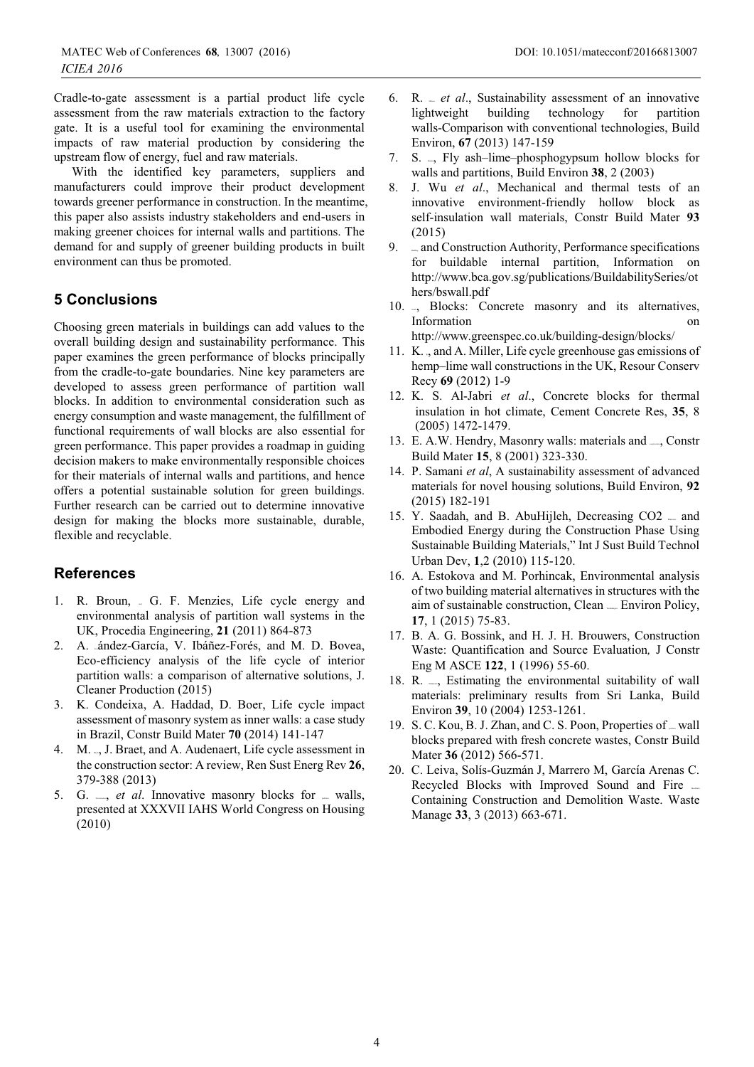Cradle-to-gate assessment is a partial product life cycle assessment from the raw materials extraction to the factory gate. It is a useful tool for examining the environmental impacts of raw material production by considering the upstream flow of energy, fuel and raw materials.

With the identified key parameters, suppliers and manufacturers could improve their product development towards greener performance in construction. In the meantime, this paper also assists industry stakeholders and end-users in making greener choices for internal walls and partitions. The demand for and supply of greener building products in built environment can thus be promoted.

## 5 Conclusions

Choosing green materials in buildings can add values to the overall building design and sustainability performance. This paper examines the green performance of blocks principally from the cradle-to-gate boundaries. Nine key parameters are developed to assess green performance of partition wall blocks. In addition to environmental consideration such as energy consumption and waste management, the fulfillment of functional requirements of wall blocks are also essential for green performance. This paper provides a roadmap in guiding decision makers to make environmentally responsible choices for their materials of internal walls and partitions, and hence offers a potential sustainable solution for green buildings. Further research can be carried out to determine innovative design for making the blocks more sustainable, durable, flexible and recyclable.

## References

1. R. Broun, G. F. Menzies, Life cycle energy and environmental analysis of partition wall systems in the UK, Procedia Engineering, **21** (2011) 864-873
2. A. ández-García, V. Ibáñez-Forés, and M. D. Bovea, Eco-efficiency analysis of the life cycle of interior partition walls: a comparison of alternative solutions, J. Cleaner Production (2015)
3. K. Condeixa, A. Haddad, D. Boer, Life cycle impact assessment of masonry system as inner walls: a case study in Brazil, Constr Build Mater **70** (2014) 141-147
4. M. , J. Braet, and A. Audenaert, Life cycle assessment in the construction sector: A review, Ren Sust Energ Rev **26**, 379-388 (2013)
5. G. , *et al*. Innovative masonry blocks for walls, presented at XXXVII IAHS World Congress on Housing (2010)
6. R. *et al*., Sustainability assessment of an innovative lightweight building technology for partition walls-Comparison with conventional technologies, Build Environ, **67** (2013) 147-159
7. S. , Fly ash–lime–phosphogypsum hollow blocks for walls and partitions, Build Environ **38**, 2 (2003)
8. J. Wu *et al*., Mechanical and thermal tests of an innovative environment-friendly hollow block as self-insulation wall materials, Constr Build Mater **93** (2015)
9. and Construction Authority, Performance specifications for buildable internal partition, Information on http://www.bca.gov.sg/publications/BuildabilitySeries/others/bswall.pdf
10. , Blocks: Concrete masonry and its alternatives, Information on http://www.greenspec.co.uk/building-design/blocks/
11. K. , and A. Miller, Life cycle greenhouse gas emissions of hemp–lime wall constructions in the UK, Resour Conserv Recy **69** (2012) 1-9
12. K. S. Al-Jabri *et al*., Concrete blocks for thermal insulation in hot climate, Cement Concrete Res, **35**, 8 (2005) 1472-1479.
13. E. A.W. Hendry, Masonry walls: materials and , Constr Build Mater **15**, 8 (2001) 323-330.
14. P. Samani *et al*, A sustainability assessment of advanced materials for novel housing solutions, Build Environ, **92** (2015) 182-191
15. Y. Saadah, and B. AbuHijleh, Decreasing CO2 and Embodied Energy during the Construction Phase Using Sustainable Building Materials," Int J Sust Build Technol Urban Dev, **1**,2 (2010) 115-120.
16. A. Estokova and M. Porhincak, Environmental analysis of two building material alternatives in structures with the aim of sustainable construction, Clean Environ Policy, **17**, 1 (2015) 75-83.
17. B. A. G. Bossink, and H. J. H. Brouwers, Construction Waste: Quantification and Source Evaluation*,* J Constr Eng M ASCE **122**, 1 (1996) 55-60.
18. R. , Estimating the environmental suitability of wall materials: preliminary results from Sri Lanka, Build Environ **39**, 10 (2004) 1253-1261.
19. S. C. Kou, B. J. Zhan, and C. S. Poon, Properties of wall blocks prepared with fresh concrete wastes, Constr Build Mater **36** (2012) 566-571.
20. C. Leiva, Solís-Guzmán J, Marrero M, García Arenas C. Recycled Blocks with Improved Sound and Fire Containing Construction and Demolition Waste. Waste Manage **33**, 3 (2013) 663-671.